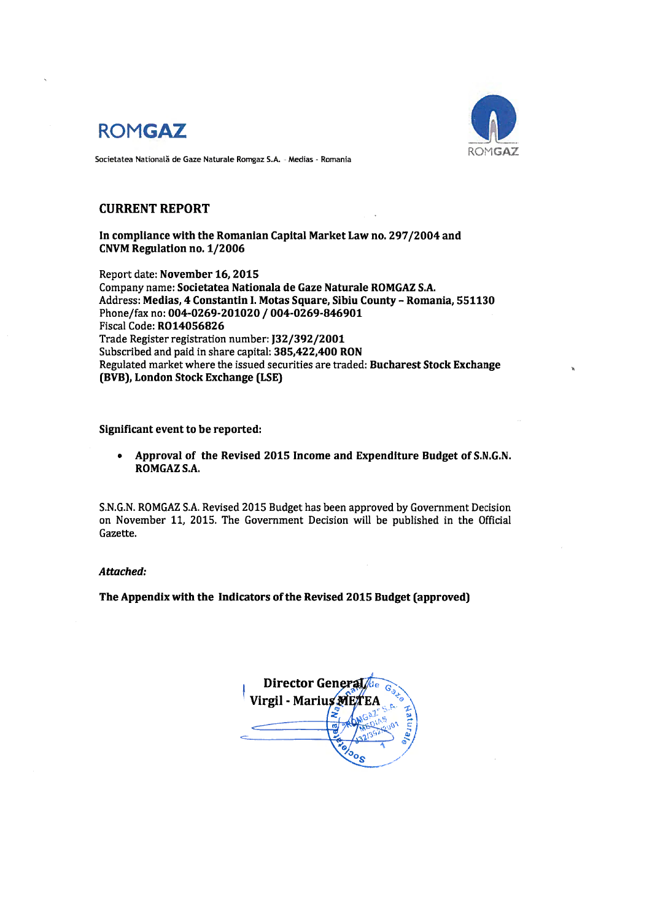ROMGAZ

Societatea Națională de Gaze Naturale Romgaz S.A. - Medias - Romania

## CURRENT REPORT

**In compliance with the Romanian Capital Market Law no. 297/2004 and CNVM Regulation no. 1/2006**

Report date: **November 16, 2015**
Company name: **Societatea Nationala de Gaze Naturale ROMGAZ S.A.**
Address: **Medias, 4 Constantin I. Motas Square, Sibiu County – Romania, 551130**
Phone/fax no: **004-0269-201020 / 004-0269-846901**
Fiscal Code: **RO14056826**
Trade Register registration number: **J32/392/2001**
Subscribed and paid in share capital: **385,422,400 RON**
Regulated market where the issued securities are traded: **Bucharest Stock Exchange (BVB), London Stock Exchange (LSE)**

**Significant event to be reported:**

- **Approval of the Revised 2015 Income and Expenditure Budget of S.N.G.N. ROMGAZ S.A.**

S.N.G.N. ROMGAZ S.A. Revised 2015 Budget has been approved by Government Decision on November 11, 2015. The Government Decision will be published in the Official Gazette.

***Attached:***

**The Appendix with the Indicators of the Revised 2015 Budget (approved)**

**Director General**
**Virgil - Marius METEA**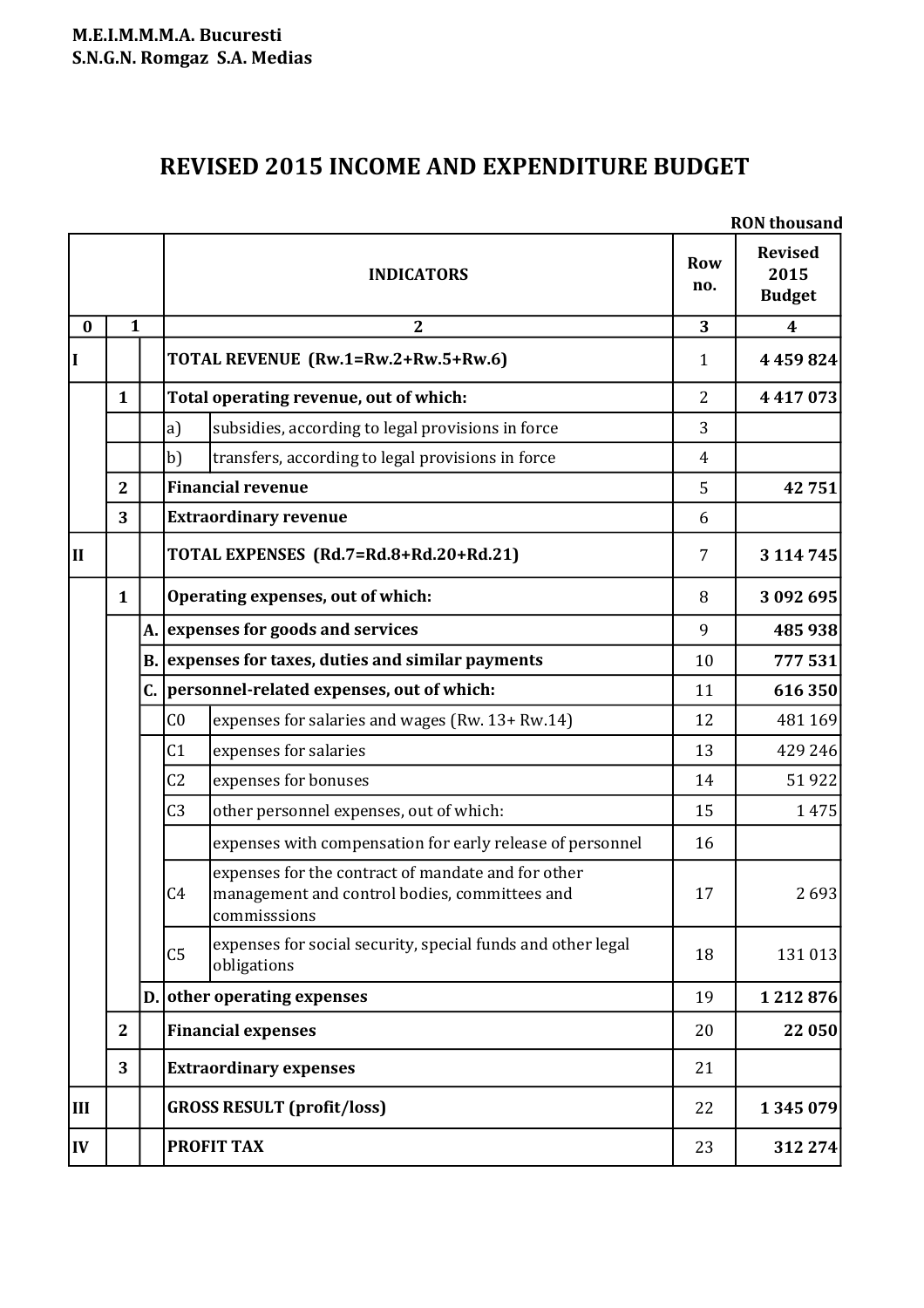**M.E.I.M.M.M.A. Bucuresti**
**S.N.G.N. Romgaz S.A. Medias**

# REVISED 2015 INCOME AND EXPENDITURE BUDGET

**RON thousand**

| | | | | INDICATORS | Row no. | Revised 2015 Budget |
|---|---|---|---|---|---|---|
| 0 | 1 | | 2 | | 3 | 4 |
| I | | | **TOTAL REVENUE (Rw.1=Rw.2+Rw.5+Rw.6)** | | 1 | **4 459 824** |
| | 1 | | **Total operating revenue, out of which:** | | 2 | **4 417 073** |
| | | | a) | subsidies, according to legal provisions in force | 3 | |
| | | | b) | transfers, according to legal provisions in force | 4 | |
| | 2 | | **Financial revenue** | | 5 | **42 751** |
| | 3 | | **Extraordinary revenue** | | 6 | |
| II | | | **TOTAL EXPENSES (Rd.7=Rd.8+Rd.20+Rd.21)** | | 7 | **3 114 745** |
| | 1 | | **Operating expenses, out of which:** | | 8 | **3 092 695** |
| | | A. | **expenses for goods and services** | | 9 | **485 938** |
| | | B. | **expenses for taxes, duties and similar payments** | | 10 | **777 531** |
| | | C. | **personnel-related expenses, out of which:** | | 11 | **616 350** |
| | | | C0 | expenses for salaries and wages (Rw. 13+ Rw.14) | 12 | 481 169 |
| | | | C1 | expenses for salaries | 13 | 429 246 |
| | | | C2 | expenses for bonuses | 14 | 51 922 |
| | | | C3 | other personnel expenses, out of which: | 15 | 1 475 |
| | | | | expenses with compensation for early release of personnel | 16 | |
| | | | C4 | expenses for the contract of mandate and for other management and control bodies, committees and commisssions | 17 | 2 693 |
| | | | C5 | expenses for social security, special funds and other legal obligations | 18 | 131 013 |
| | | D. | **other operating expenses** | | 19 | **1 212 876** |
| | 2 | | **Financial expenses** | | 20 | **22 050** |
| | 3 | | **Extraordinary expenses** | | 21 | |
| III | | | **GROSS RESULT (profit/loss)** | | 22 | **1 345 079** |
| IV | | | **PROFIT TAX** | | 23 | **312 274** |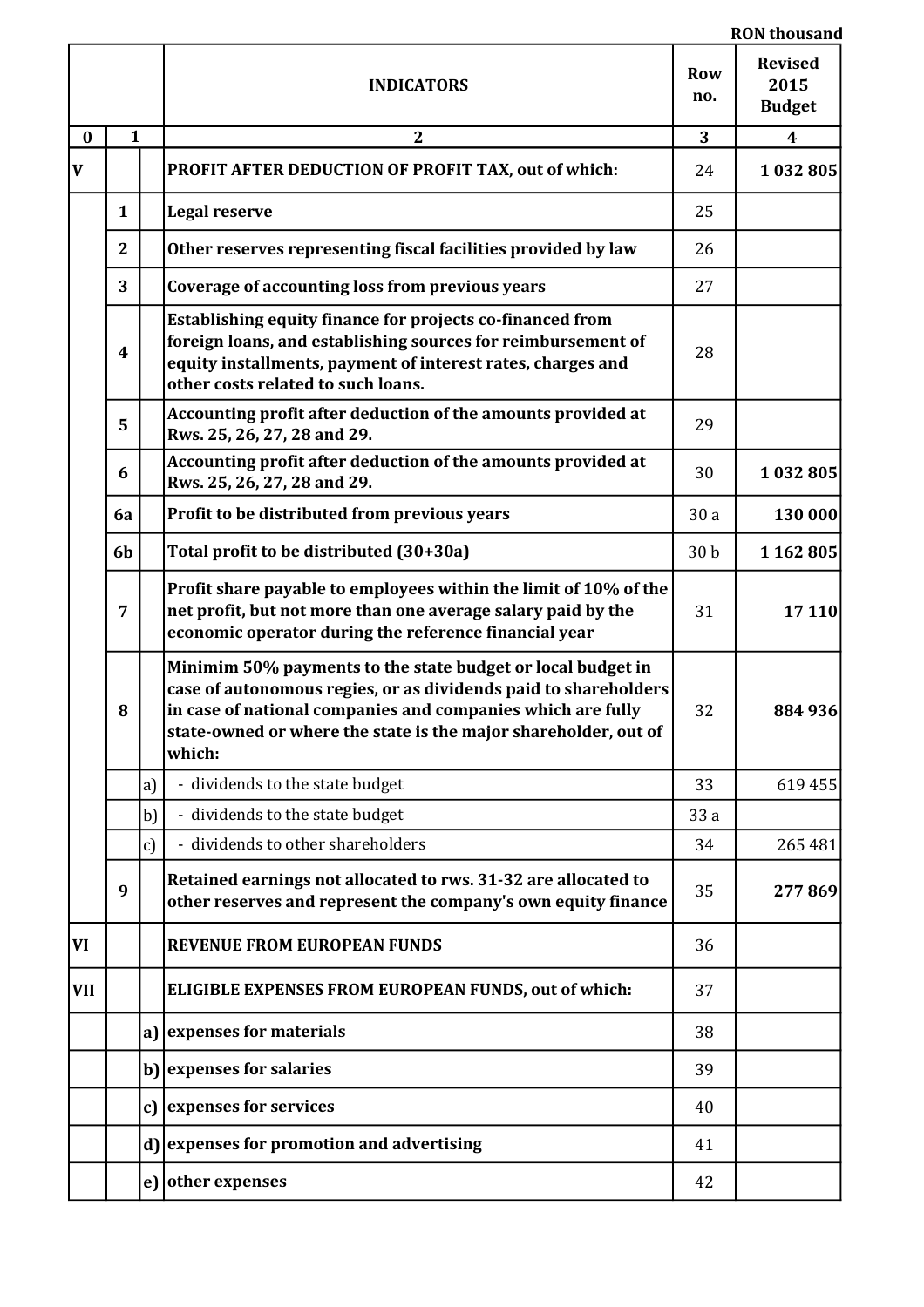RON thousand

| | | | INDICATORS | Row no. | Revised 2015 Budget |
|---|---|---|---|---|---|
| 0 | 1 | | 2 | 3 | 4 |
| V | | | **PROFIT AFTER DEDUCTION OF PROFIT TAX, out of which:** | 24 | **1 032 805** |
| | 1 | | **Legal reserve** | 25 | |
| | 2 | | **Other reserves representing fiscal facilities provided by law** | 26 | |
| | 3 | | **Coverage of accounting loss from previous years** | 27 | |
| | 4 | | **Establishing equity finance for projects co-financed from foreign loans, and establishing sources for reimbursement of equity installments, payment of interest rates, charges and other costs related to such loans.** | 28 | |
| | 5 | | **Accounting profit after deduction of the amounts provided at Rws. 25, 26, 27, 28 and 29.** | 29 | |
| | 6 | | **Accounting profit after deduction of the amounts provided at Rws. 25, 26, 27, 28 and 29.** | 30 | **1 032 805** |
| | 6a | | **Profit to be distributed from previous years** | 30 a | **130 000** |
| | 6b | | **Total profit to be distributed (30+30a)** | 30 b | **1 162 805** |
| | 7 | | **Profit share payable to employees within the limit of 10% of the net profit, but not more than one average salary paid by the economic operator during the reference financial year** | 31 | **17 110** |
| | 8 | | **Minimim 50% payments to the state budget or local budget in case of autonomous regies, or as dividends paid to shareholders in case of national companies and companies which are fully state-owned or where the state is the major shareholder, out of which:** | 32 | **884 936** |
| | | a) | - dividends to the state budget | 33 | 619 455 |
| | | b) | - dividends to the state budget | 33 a | |
| | | c) | - dividends to other shareholders | 34 | 265 481 |
| | 9 | | **Retained earnings not allocated to rws. 31-32 are allocated to other reserves and represent the company's own equity finance** | 35 | **277 869** |
| VI | | | **REVENUE FROM EUROPEAN FUNDS** | 36 | |
| VII | | | **ELIGIBLE EXPENSES FROM EUROPEAN FUNDS, out of which:** | 37 | |
| | | a) | **expenses for materials** | 38 | |
| | | b) | **expenses for salaries** | 39 | |
| | | c) | **expenses for services** | 40 | |
| | | d) | **expenses for promotion and advertising** | 41 | |
| | | e) | **other expenses** | 42 | |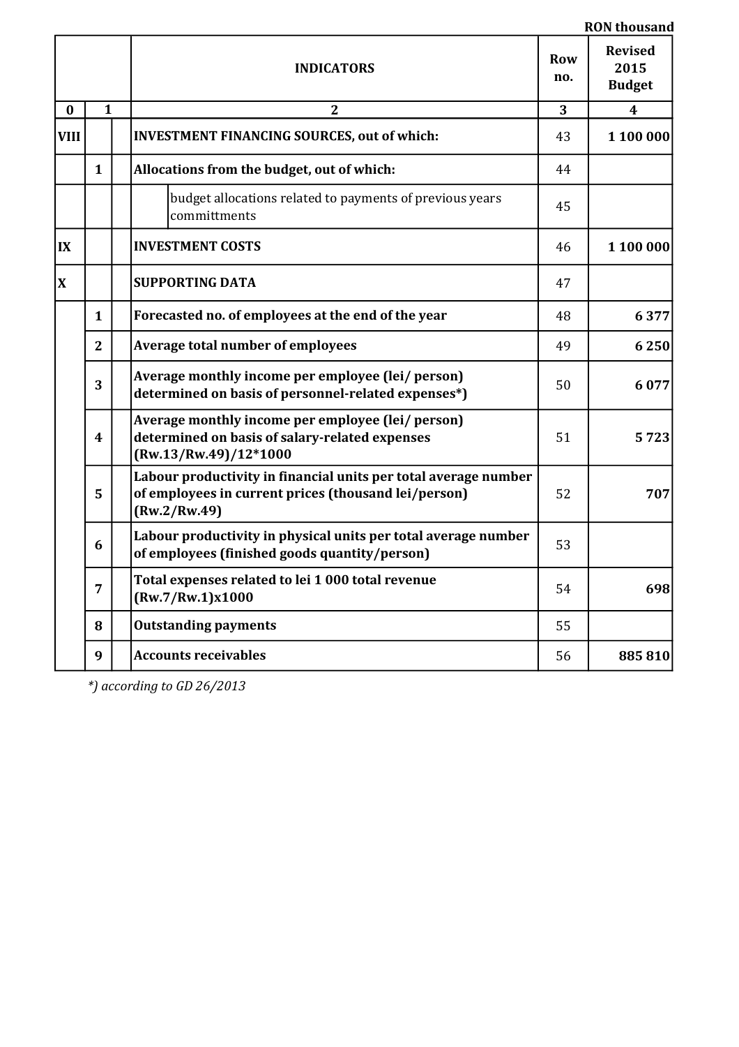RON thousand

| | | | INDICATORS | Row no. | Revised 2015 Budget |
|---|---|---|---|---|---|
| 0 | 1 | | 2 | 3 | 4 |
| VIII | | | **INVESTMENT FINANCING SOURCES, out of which:** | 43 | **1 100 000** |
| | 1 | | **Allocations from the budget, out of which:** | 44 | |
| | | | budget allocations related to payments of previous years committments | 45 | |
| IX | | | **INVESTMENT COSTS** | 46 | **1 100 000** |
| X | | | **SUPPORTING DATA** | 47 | |
| | 1 | | **Forecasted no. of employees at the end of the year** | 48 | **6 377** |
| | 2 | | **Average total number of employees** | 49 | **6 250** |
| | 3 | | **Average monthly income per employee (lei/ person) determined on basis of personnel-related expenses*)** | 50 | **6 077** |
| | 4 | | **Average monthly income per employee (lei/ person) determined on basis of salary-related expenses (Rw.13/Rw.49)/12*1000** | 51 | **5 723** |
| | 5 | | **Labour productivity in financial units per total average number of employees in current prices (thousand lei/person) (Rw.2/Rw.49)** | 52 | **707** |
| | 6 | | **Labour productivity in physical units per total average number of employees (finished goods quantity/person)** | 53 | |
| | 7 | | **Total expenses related to lei 1 000 total revenue (Rw.7/Rw.1)x1000** | 54 | **698** |
| | 8 | | **Outstanding payments** | 55 | |
| | 9 | | **Accounts receivables** | 56 | **885 810** |

*\*) according to GD 26/2013*